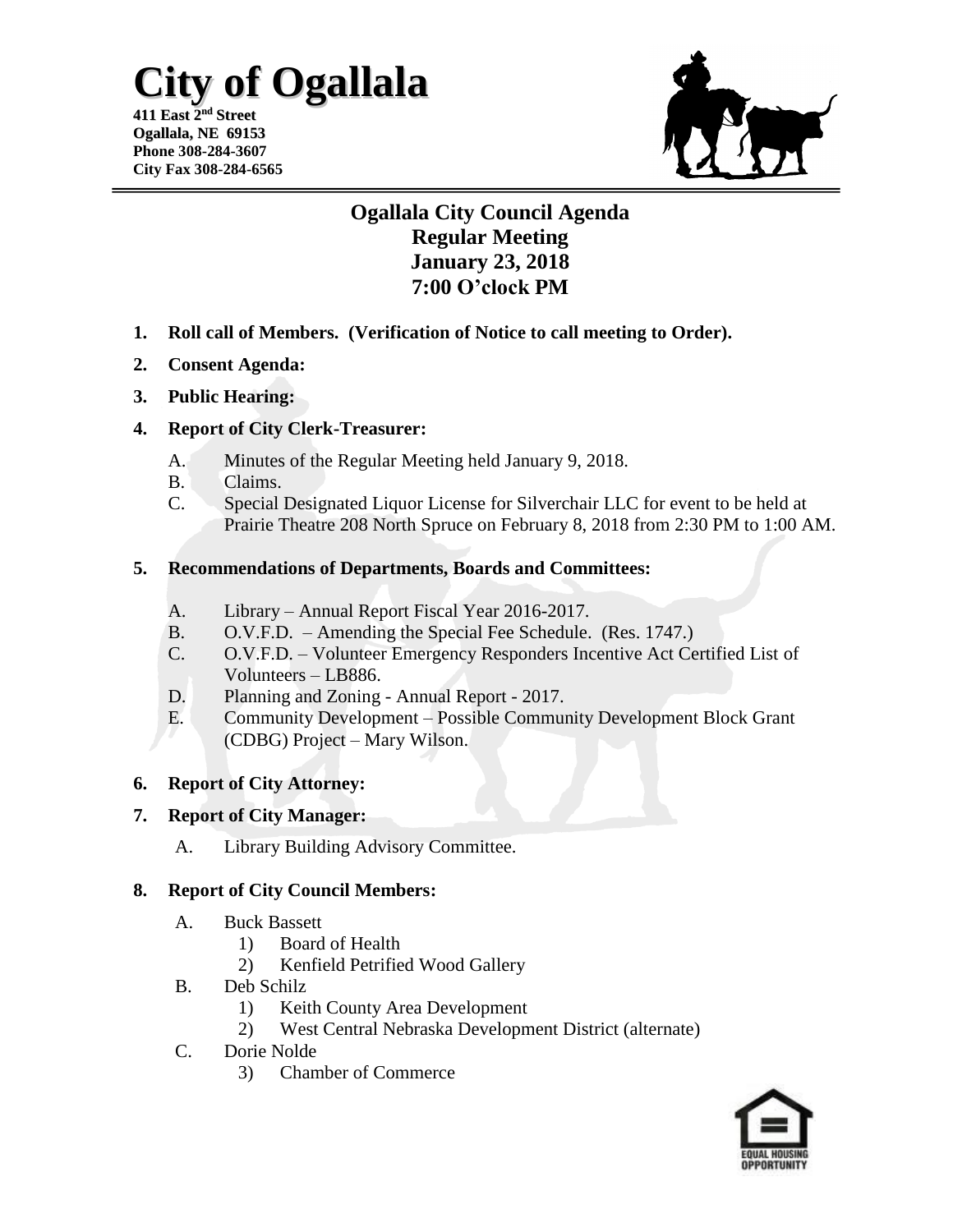# City of Ogallala

**411 East 2nd Street**
**Ogallala, NE 69153**
**Phone 308-284-3607**
**City Fax 308-284-6565**

## Ogallala City Council Agenda
## Regular Meeting
## January 23, 2018
## 7:00 O'clock PM

1. **Roll call of Members. (Verification of Notice to call meeting to Order).**
2. **Consent Agenda:**
3. **Public Hearing:**
4. **Report of City Clerk-Treasurer:**
   - A. Minutes of the Regular Meeting held January 9, 2018.
   - B. Claims.
   - C. Special Designated Liquor License for Silverchair LLC for event to be held at Prairie Theatre 208 North Spruce on February 8, 2018 from 2:30 PM to 1:00 AM.
5. **Recommendations of Departments, Boards and Committees:**
   - A. Library – Annual Report Fiscal Year 2016-2017.
   - B. O.V.F.D. – Amending the Special Fee Schedule. (Res. 1747.)
   - C. O.V.F.D. – Volunteer Emergency Responders Incentive Act Certified List of Volunteers – LB886.
   - D. Planning and Zoning - Annual Report - 2017.
   - E. Community Development – Possible Community Development Block Grant (CDBG) Project – Mary Wilson.
6. **Report of City Attorney:**
7. **Report of City Manager:**
   - A. Library Building Advisory Committee.
8. **Report of City Council Members:**
   - A. Buck Bassett
     1) Board of Health
     2) Kenfield Petrified Wood Gallery
   - B. Deb Schilz
     1) Keith County Area Development
     2) West Central Nebraska Development District (alternate)
   - C. Dorie Nolde
     3) Chamber of Commerce

EQUAL HOUSING OPPORTUNITY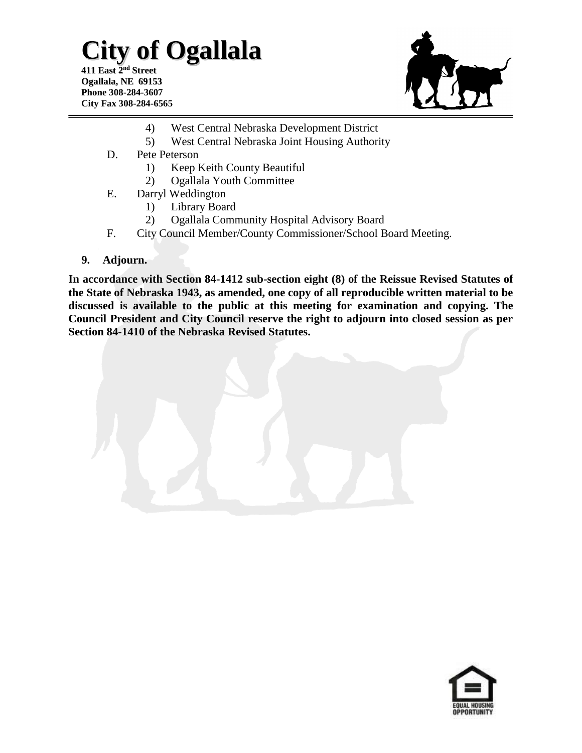# City of Ogallala

**411 East 2nd Street**
**Ogallala, NE 69153**
**Phone 308-284-3607**
**City Fax 308-284-6565**

4) West Central Nebraska Development District
5) West Central Nebraska Joint Housing Authority

D. Pete Peterson
1) Keep Keith County Beautiful
2) Ogallala Youth Committee

E. Darryl Weddington
1) Library Board
2) Ogallala Community Hospital Advisory Board

F. City Council Member/County Commissioner/School Board Meeting.

**9. Adjourn.**

**In accordance with Section 84-1412 sub-section eight (8) of the Reissue Revised Statutes of the State of Nebraska 1943, as amended, one copy of all reproducible written material to be discussed is available to the public at this meeting for examination and copying. The Council President and City Council reserve the right to adjourn into closed session as per Section 84-1410 of the Nebraska Revised Statutes.**

EQUAL HOUSING OPPORTUNITY